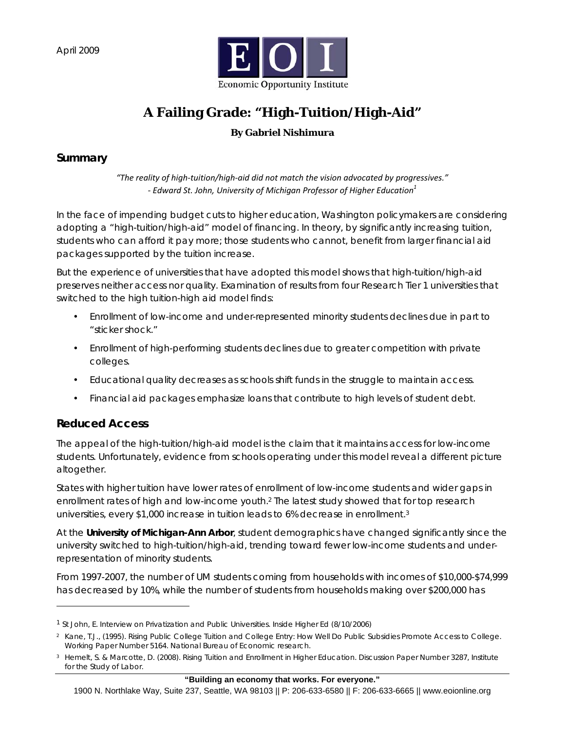April 2009

Economic Opportunity Institute

# A Failing Grade: "High-Tuition/High-Aid"

**By Gabriel Nishimura**

## Summary

*"The reality of high-tuition/high-aid did not match the vision advocated by progressives."*
*- Edward St. John, University of Michigan Professor of Higher Education*[1]

In the face of impending budget cuts to higher education, Washington policymakers are considering adopting a "high-tuition/high-aid" model of financing. In theory, by significantly increasing tuition, students who can afford it pay more; those students who cannot, benefit from larger financial aid packages supported by the tuition increase.

But the experience of universities that have adopted this model shows that high-tuition/high-aid preserves neither access nor quality. Examination of results from four Research Tier 1 universities that switched to the high tuition-high aid model finds:

- Enrollment of low-income and under-represented minority students declines due in part to "sticker shock."
- Enrollment of high-performing students declines due to greater competition with private colleges.
- Educational quality decreases as schools shift funds in the struggle to maintain access.
- Financial aid packages emphasize loans that contribute to high levels of student debt.

## Reduced Access

The appeal of the high-tuition/high-aid model is the claim that it maintains access for low-income students. Unfortunately, evidence from schools operating under this model reveal a different picture altogether.

States with higher tuition have lower rates of enrollment of low-income students and wider gaps in enrollment rates of high and low-income youth.[2] The latest study showed that for top research universities, every $1,000 increase in tuition leads to 6% decrease in enrollment.[3]

At the **University of Michigan-Ann Arbor**, student demographics have changed significantly since the university switched to high-tuition/high-aid, trending toward fewer low-income students and under-representation of minority students.

From 1997-2007, the number of UM students coming from households with incomes of $10,000-$74,999 has decreased by 10%, while the number of students from households making over $200,000 has

---

[1] St John, E. Interview on Privatization and Public Universities. Inside Higher Ed (8/10/2006)

[2] Kane, T.J., (1995). Rising Public College Tuition and College Entry: How Well Do Public Subsidies Promote Access to College. Working Paper Number 5164. National Bureau of Economic research.

[3] Hemelt, S. & Marcotte, D. (2008). Rising Tuition and Enrollment in Higher Education. Discussion Paper Number 3287, Institute for the Study of Labor.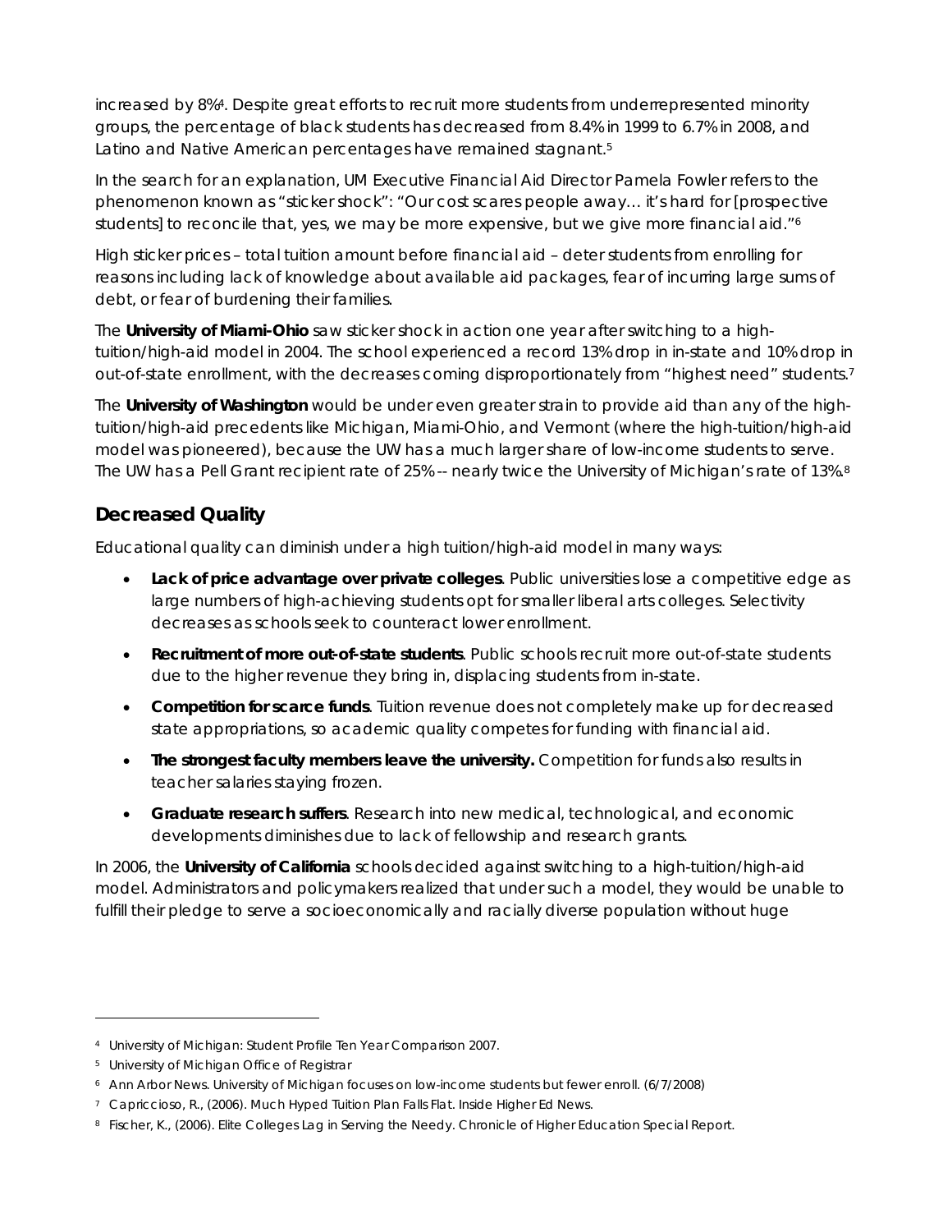increased by 8%[4]. Despite great efforts to recruit more students from underrepresented minority groups, the percentage of black students has decreased from 8.4% in 1999 to 6.7% in 2008, and Latino and Native American percentages have remained stagnant.[5]

In the search for an explanation, UM Executive Financial Aid Director Pamela Fowler refers to the phenomenon known as "sticker shock": "Our cost scares people away… it's hard for [prospective students] to reconcile that, yes, we may be more expensive, but we give more financial aid."[6]

High sticker prices – total tuition amount before financial aid – deter students from enrolling for reasons including lack of knowledge about available aid packages, fear of incurring large sums of debt, or fear of burdening their families.

The **University of Miami-Ohio** saw sticker shock in action one year after switching to a high-tuition/high-aid model in 2004. The school experienced a record 13% drop in in-state and 10% drop in out-of-state enrollment, with the decreases coming disproportionately from "highest need" students.[7]

The **University of Washington** would be under even greater strain to provide aid than any of the high-tuition/high-aid precedents like Michigan, Miami-Ohio, and Vermont (where the high-tuition/high-aid model was pioneered), because the UW has a much larger share of low-income students to serve. The UW has a Pell Grant recipient rate of 25% -- nearly twice the University of Michigan's rate of 13%.[8]

## Decreased Quality

Educational quality can diminish under a high tuition/high-aid model in many ways:

- **Lack of price advantage over private colleges**. Public universities lose a competitive edge as large numbers of high-achieving students opt for smaller liberal arts colleges. Selectivity decreases as schools seek to counteract lower enrollment.
- **Recruitment of more out-of-state students**. Public schools recruit more out-of-state students due to the higher revenue they bring in, displacing students from in-state.
- **Competition for scarce funds**. Tuition revenue does not completely make up for decreased state appropriations, so academic quality competes for funding with financial aid.
- **The strongest faculty members leave the university.** Competition for funds also results in teacher salaries staying frozen.
- **Graduate research suffers**. Research into new medical, technological, and economic developments diminishes due to lack of fellowship and research grants.

In 2006, the **University of California** schools decided against switching to a high-tuition/high-aid model. Administrators and policymakers realized that under such a model, they would be unable to fulfill their pledge to serve a socioeconomically and racially diverse population without huge

---

[4] University of Michigan: Student Profile Ten Year Comparison 2007.

[5] University of Michigan Office of Registrar

[6] Ann Arbor News. University of Michigan focuses on low-income students but fewer enroll. (6/7/2008)

[7] Capriccioso, R., (2006). Much Hyped Tuition Plan Falls Flat. Inside Higher Ed News.

[8] Fischer, K., (2006). Elite Colleges Lag in Serving the Needy. Chronicle of Higher Education Special Report.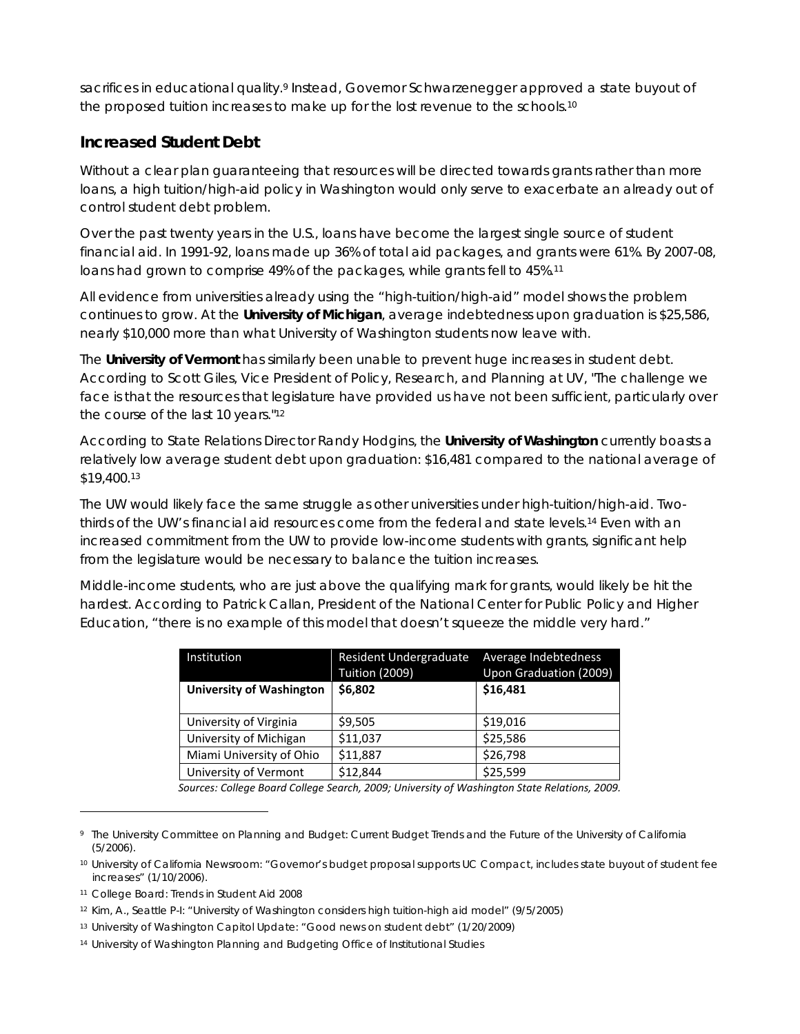sacrifices in educational quality.[9] Instead, Governor Schwarzenegger approved a state buyout of the proposed tuition increases to make up for the lost revenue to the schools.[10]

## Increased Student Debt

Without a clear plan guaranteeing that resources will be directed towards grants rather than more loans, a high tuition/high-aid policy in Washington would only serve to exacerbate an already out of control student debt problem.

Over the past twenty years in the U.S., loans have become the largest single source of student financial aid. In 1991-92, loans made up 36% of total aid packages, and grants were 61%. By 2007-08, loans had grown to comprise 49% of the packages, while grants fell to 45%.[11]

All evidence from universities already using the "high-tuition/high-aid" model shows the problem continues to grow. At the **University of Michigan**, average indebtedness upon graduation is $25,586, nearly $10,000 more than what University of Washington students now leave with.

The **University of Vermont** has similarly been unable to prevent huge increases in student debt. According to Scott Giles, Vice President of Policy, Research, and Planning at UV, "The challenge we face is that the resources that legislature have provided us have not been sufficient, particularly over the course of the last 10 years."[12]

According to State Relations Director Randy Hodgins, the **University of Washington** currently boasts a relatively low average student debt upon graduation: $16,481 compared to the national average of $19,400.[13]

The UW would likely face the same struggle as other universities under high-tuition/high-aid. Two-thirds of the UW's financial aid resources come from the federal and state levels.[14] Even with an increased commitment from the UW to provide low-income students with grants, significant help from the legislature would be necessary to balance the tuition increases.

Middle-income students, who are just above the qualifying mark for grants, would likely be hit the hardest. According to Patrick Callan, President of the National Center for Public Policy and Higher Education, "there is no example of this model that doesn't squeeze the middle very hard."

| Institution | Resident Undergraduate Tuition (2009) | Average Indebtedness Upon Graduation (2009) |
|---|---|---|
| **University of Washington** | **$6,802** | **$16,481** |
| University of Virginia | $9,505 | $19,016 |
| University of Michigan | $11,037 | $25,586 |
| Miami University of Ohio | $11,887 | $26,798 |
| University of Vermont | $12,844 | $25,599 |

*Sources: College Board College Search, 2009; University of Washington State Relations, 2009.*

[9] The University Committee on Planning and Budget: Current Budget Trends and the Future of the University of California (5/2006).

[10] University of California Newsroom: "Governor's budget proposal supports UC Compact, includes state buyout of student fee increases" (1/10/2006).

[11] College Board: Trends in Student Aid 2008

[12] Kim, A., Seattle P-I: "University of Washington considers high tuition-high aid model" (9/5/2005)

[13] University of Washington Capitol Update: "Good news on student debt" (1/20/2009)

[14] University of Washington Planning and Budgeting Office of Institutional Studies